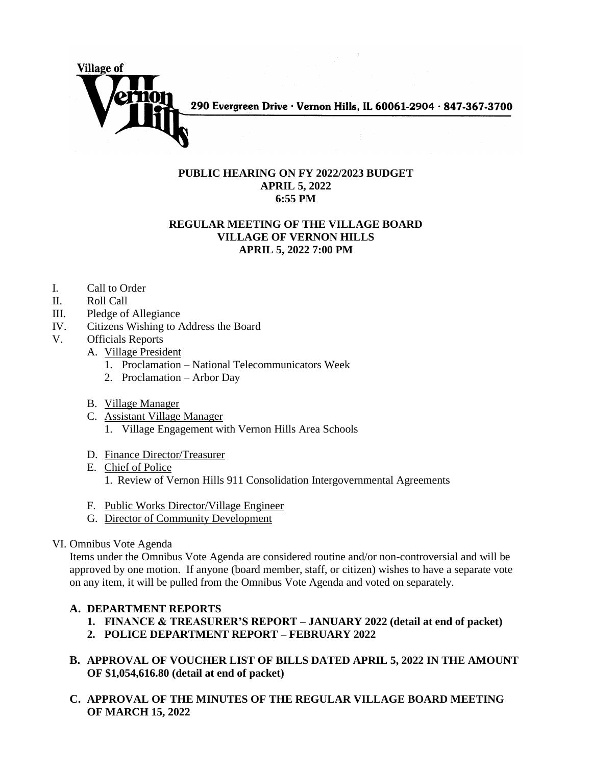Village of Vernon Hills

290 Evergreen Drive · Vernon Hills, IL 60061-2904 · 847-367-3700

**PUBLIC HEARING ON FY 2022/2023 BUDGET**
**APRIL 5, 2022**
**6:55 PM**

**REGULAR MEETING OF THE VILLAGE BOARD**
**VILLAGE OF VERNON HILLS**
**APRIL 5, 2022 7:00 PM**

I. Call to Order
II. Roll Call
III. Pledge of Allegiance
IV. Citizens Wishing to Address the Board
V. Officials Reports
   A. Village President
      1. Proclamation – National Telecommunicators Week
      2. Proclamation – Arbor Day

   B. Village Manager
   C. Assistant Village Manager
      1. Village Engagement with Vernon Hills Area Schools

   D. Finance Director/Treasurer
   E. Chief of Police
      1. Review of Vernon Hills 911 Consolidation Intergovernmental Agreements

   F. Public Works Director/Village Engineer
   G. Director of Community Development

VI. Omnibus Vote Agenda

Items under the Omnibus Vote Agenda are considered routine and/or non-controversial and will be approved by one motion. If anyone (board member, staff, or citizen) wishes to have a separate vote on any item, it will be pulled from the Omnibus Vote Agenda and voted on separately.

**A. DEPARTMENT REPORTS**
   **1. FINANCE & TREASURER'S REPORT – JANUARY 2022 (detail at end of packet)**
   **2. POLICE DEPARTMENT REPORT – FEBRUARY 2022**

**B. APPROVAL OF VOUCHER LIST OF BILLS DATED APRIL 5, 2022 IN THE AMOUNT OF $1,054,616.80 (detail at end of packet)**

**C. APPROVAL OF THE MINUTES OF THE REGULAR VILLAGE BOARD MEETING OF MARCH 15, 2022**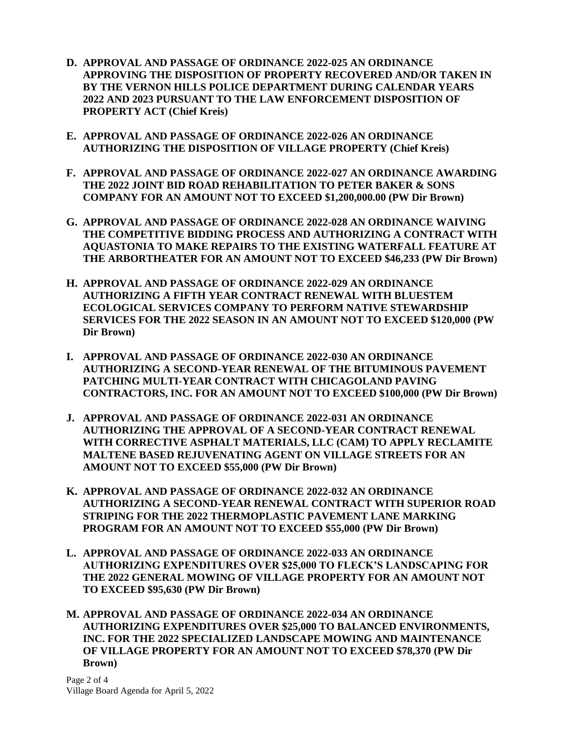**D. APPROVAL AND PASSAGE OF ORDINANCE 2022-025 AN ORDINANCE APPROVING THE DISPOSITION OF PROPERTY RECOVERED AND/OR TAKEN IN BY THE VERNON HILLS POLICE DEPARTMENT DURING CALENDAR YEARS 2022 AND 2023 PURSUANT TO THE LAW ENFORCEMENT DISPOSITION OF PROPERTY ACT (Chief Kreis)**

**E. APPROVAL AND PASSAGE OF ORDINANCE 2022-026 AN ORDINANCE AUTHORIZING THE DISPOSITION OF VILLAGE PROPERTY (Chief Kreis)**

**F. APPROVAL AND PASSAGE OF ORDINANCE 2022-027 AN ORDINANCE AWARDING THE 2022 JOINT BID ROAD REHABILITATION TO PETER BAKER & SONS COMPANY FOR AN AMOUNT NOT TO EXCEED $1,200,000.00 (PW Dir Brown)**

**G. APPROVAL AND PASSAGE OF ORDINANCE 2022-028 AN ORDINANCE WAIVING THE COMPETITIVE BIDDING PROCESS AND AUTHORIZING A CONTRACT WITH AQUASTONIA TO MAKE REPAIRS TO THE EXISTING WATERFALL FEATURE AT THE ARBORTHEATER FOR AN AMOUNT NOT TO EXCEED $46,233 (PW Dir Brown)**

**H. APPROVAL AND PASSAGE OF ORDINANCE 2022-029 AN ORDINANCE AUTHORIZING A FIFTH YEAR CONTRACT RENEWAL WITH BLUESTEM ECOLOGICAL SERVICES COMPANY TO PERFORM NATIVE STEWARDSHIP SERVICES FOR THE 2022 SEASON IN AN AMOUNT NOT TO EXCEED $120,000 (PW Dir Brown)**

**I. APPROVAL AND PASSAGE OF ORDINANCE 2022-030 AN ORDINANCE AUTHORIZING A SECOND-YEAR RENEWAL OF THE BITUMINOUS PAVEMENT PATCHING MULTI-YEAR CONTRACT WITH CHICAGOLAND PAVING CONTRACTORS, INC. FOR AN AMOUNT NOT TO EXCEED $100,000 (PW Dir Brown)**

**J. APPROVAL AND PASSAGE OF ORDINANCE 2022-031 AN ORDINANCE AUTHORIZING THE APPROVAL OF A SECOND-YEAR CONTRACT RENEWAL WITH CORRECTIVE ASPHALT MATERIALS, LLC (CAM) TO APPLY RECLAMITE MALTENE BASED REJUVENATING AGENT ON VILLAGE STREETS FOR AN AMOUNT NOT TO EXCEED $55,000 (PW Dir Brown)**

**K. APPROVAL AND PASSAGE OF ORDINANCE 2022-032 AN ORDINANCE AUTHORIZING A SECOND-YEAR RENEWAL CONTRACT WITH SUPERIOR ROAD STRIPING FOR THE 2022 THERMOPLASTIC PAVEMENT LANE MARKING PROGRAM FOR AN AMOUNT NOT TO EXCEED $55,000 (PW Dir Brown)**

**L. APPROVAL AND PASSAGE OF ORDINANCE 2022-033 AN ORDINANCE AUTHORIZING EXPENDITURES OVER $25,000 TO FLECK'S LANDSCAPING FOR THE 2022 GENERAL MOWING OF VILLAGE PROPERTY FOR AN AMOUNT NOT TO EXCEED $95,630 (PW Dir Brown)**

**M. APPROVAL AND PASSAGE OF ORDINANCE 2022-034 AN ORDINANCE AUTHORIZING EXPENDITURES OVER $25,000 TO BALANCED ENVIRONMENTS, INC. FOR THE 2022 SPECIALIZED LANDSCAPE MOWING AND MAINTENANCE OF VILLAGE PROPERTY FOR AN AMOUNT NOT TO EXCEED $78,370 (PW Dir Brown)**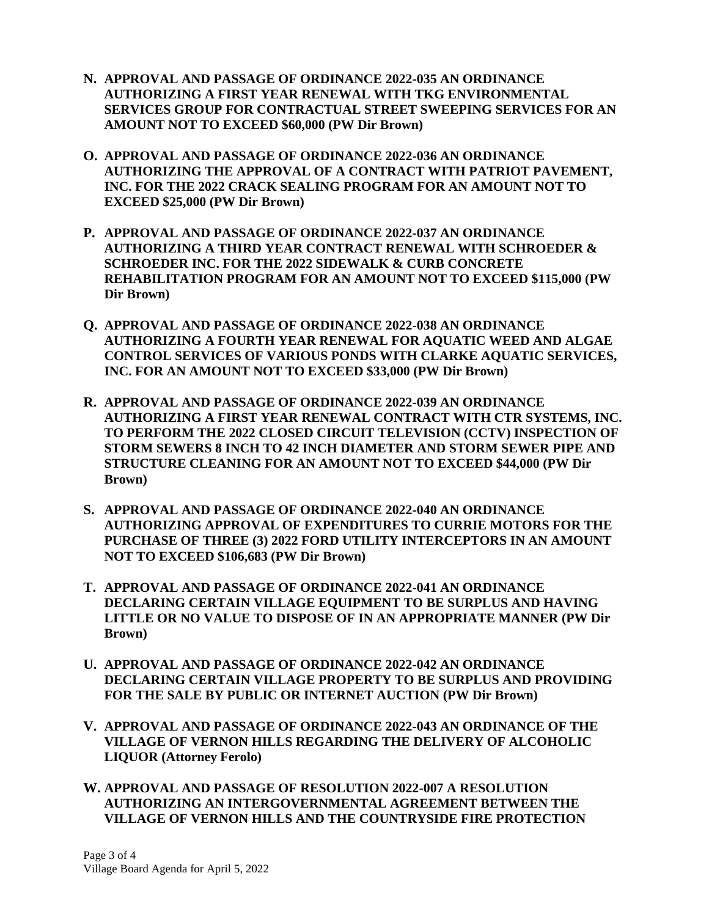**N. APPROVAL AND PASSAGE OF ORDINANCE 2022-035 AN ORDINANCE AUTHORIZING A FIRST YEAR RENEWAL WITH TKG ENVIRONMENTAL SERVICES GROUP FOR CONTRACTUAL STREET SWEEPING SERVICES FOR AN AMOUNT NOT TO EXCEED $60,000 (PW Dir Brown)**

**O. APPROVAL AND PASSAGE OF ORDINANCE 2022-036 AN ORDINANCE AUTHORIZING THE APPROVAL OF A CONTRACT WITH PATRIOT PAVEMENT, INC. FOR THE 2022 CRACK SEALING PROGRAM FOR AN AMOUNT NOT TO EXCEED $25,000 (PW Dir Brown)**

**P. APPROVAL AND PASSAGE OF ORDINANCE 2022-037 AN ORDINANCE AUTHORIZING A THIRD YEAR CONTRACT RENEWAL WITH SCHROEDER & SCHROEDER INC. FOR THE 2022 SIDEWALK & CURB CONCRETE REHABILITATION PROGRAM FOR AN AMOUNT NOT TO EXCEED $115,000 (PW Dir Brown)**

**Q. APPROVAL AND PASSAGE OF ORDINANCE 2022-038 AN ORDINANCE AUTHORIZING A FOURTH YEAR RENEWAL FOR AQUATIC WEED AND ALGAE CONTROL SERVICES OF VARIOUS PONDS WITH CLARKE AQUATIC SERVICES, INC. FOR AN AMOUNT NOT TO EXCEED $33,000 (PW Dir Brown)**

**R. APPROVAL AND PASSAGE OF ORDINANCE 2022-039 AN ORDINANCE AUTHORIZING A FIRST YEAR RENEWAL CONTRACT WITH CTR SYSTEMS, INC. TO PERFORM THE 2022 CLOSED CIRCUIT TELEVISION (CCTV) INSPECTION OF STORM SEWERS 8 INCH TO 42 INCH DIAMETER AND STORM SEWER PIPE AND STRUCTURE CLEANING FOR AN AMOUNT NOT TO EXCEED $44,000 (PW Dir Brown)**

**S. APPROVAL AND PASSAGE OF ORDINANCE 2022-040 AN ORDINANCE AUTHORIZING APPROVAL OF EXPENDITURES TO CURRIE MOTORS FOR THE PURCHASE OF THREE (3) 2022 FORD UTILITY INTERCEPTORS IN AN AMOUNT NOT TO EXCEED $106,683 (PW Dir Brown)**

**T. APPROVAL AND PASSAGE OF ORDINANCE 2022-041 AN ORDINANCE DECLARING CERTAIN VILLAGE EQUIPMENT TO BE SURPLUS AND HAVING LITTLE OR NO VALUE TO DISPOSE OF IN AN APPROPRIATE MANNER (PW Dir Brown)**

**U. APPROVAL AND PASSAGE OF ORDINANCE 2022-042 AN ORDINANCE DECLARING CERTAIN VILLAGE PROPERTY TO BE SURPLUS AND PROVIDING FOR THE SALE BY PUBLIC OR INTERNET AUCTION (PW Dir Brown)**

**V. APPROVAL AND PASSAGE OF ORDINANCE 2022-043 AN ORDINANCE OF THE VILLAGE OF VERNON HILLS REGARDING THE DELIVERY OF ALCOHOLIC LIQUOR (Attorney Ferolo)**

**W. APPROVAL AND PASSAGE OF RESOLUTION 2022-007 A RESOLUTION AUTHORIZING AN INTERGOVERNMENTAL AGREEMENT BETWEEN THE VILLAGE OF VERNON HILLS AND THE COUNTRYSIDE FIRE PROTECTION**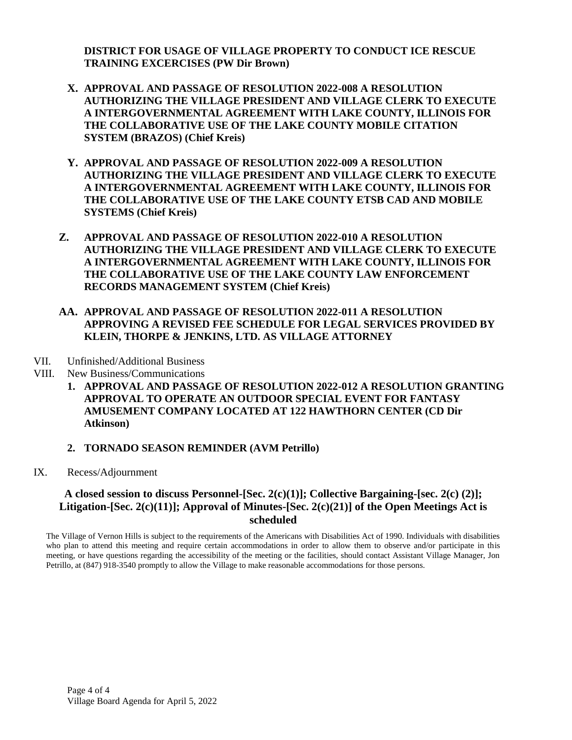**DISTRICT FOR USAGE OF VILLAGE PROPERTY TO CONDUCT ICE RESCUE TRAINING EXCERCISES (PW Dir Brown)**

**X. APPROVAL AND PASSAGE OF RESOLUTION 2022-008 A RESOLUTION AUTHORIZING THE VILLAGE PRESIDENT AND VILLAGE CLERK TO EXECUTE A INTERGOVERNMENTAL AGREEMENT WITH LAKE COUNTY, ILLINOIS FOR THE COLLABORATIVE USE OF THE LAKE COUNTY MOBILE CITATION SYSTEM (BRAZOS) (Chief Kreis)**

**Y. APPROVAL AND PASSAGE OF RESOLUTION 2022-009 A RESOLUTION AUTHORIZING THE VILLAGE PRESIDENT AND VILLAGE CLERK TO EXECUTE A INTERGOVERNMENTAL AGREEMENT WITH LAKE COUNTY, ILLINOIS FOR THE COLLABORATIVE USE OF THE LAKE COUNTY ETSB CAD AND MOBILE SYSTEMS (Chief Kreis)**

**Z. APPROVAL AND PASSAGE OF RESOLUTION 2022-010 A RESOLUTION AUTHORIZING THE VILLAGE PRESIDENT AND VILLAGE CLERK TO EXECUTE A INTERGOVERNMENTAL AGREEMENT WITH LAKE COUNTY, ILLINOIS FOR THE COLLABORATIVE USE OF THE LAKE COUNTY LAW ENFORCEMENT RECORDS MANAGEMENT SYSTEM (Chief Kreis)**

**AA. APPROVAL AND PASSAGE OF RESOLUTION 2022-011 A RESOLUTION APPROVING A REVISED FEE SCHEDULE FOR LEGAL SERVICES PROVIDED BY KLEIN, THORPE & JENKINS, LTD. AS VILLAGE ATTORNEY**

VII. Unfinished/Additional Business

VIII. New Business/Communications

1. **APPROVAL AND PASSAGE OF RESOLUTION 2022-012 A RESOLUTION GRANTING APPROVAL TO OPERATE AN OUTDOOR SPECIAL EVENT FOR FANTASY AMUSEMENT COMPANY LOCATED AT 122 HAWTHORN CENTER (CD Dir Atkinson)**

2. **TORNADO SEASON REMINDER (AVM Petrillo)**

IX. Recess/Adjournment

**A closed session to discuss Personnel-[Sec. 2(c)(1)]; Collective Bargaining-[sec. 2(c) (2)]; Litigation-[Sec. 2(c)(11)]; Approval of Minutes-[Sec. 2(c)(21)] of the Open Meetings Act is scheduled**

The Village of Vernon Hills is subject to the requirements of the Americans with Disabilities Act of 1990. Individuals with disabilities who plan to attend this meeting and require certain accommodations in order to allow them to observe and/or participate in this meeting, or have questions regarding the accessibility of the meeting or the facilities, should contact Assistant Village Manager, Jon Petrillo, at (847) 918-3540 promptly to allow the Village to make reasonable accommodations for those persons.